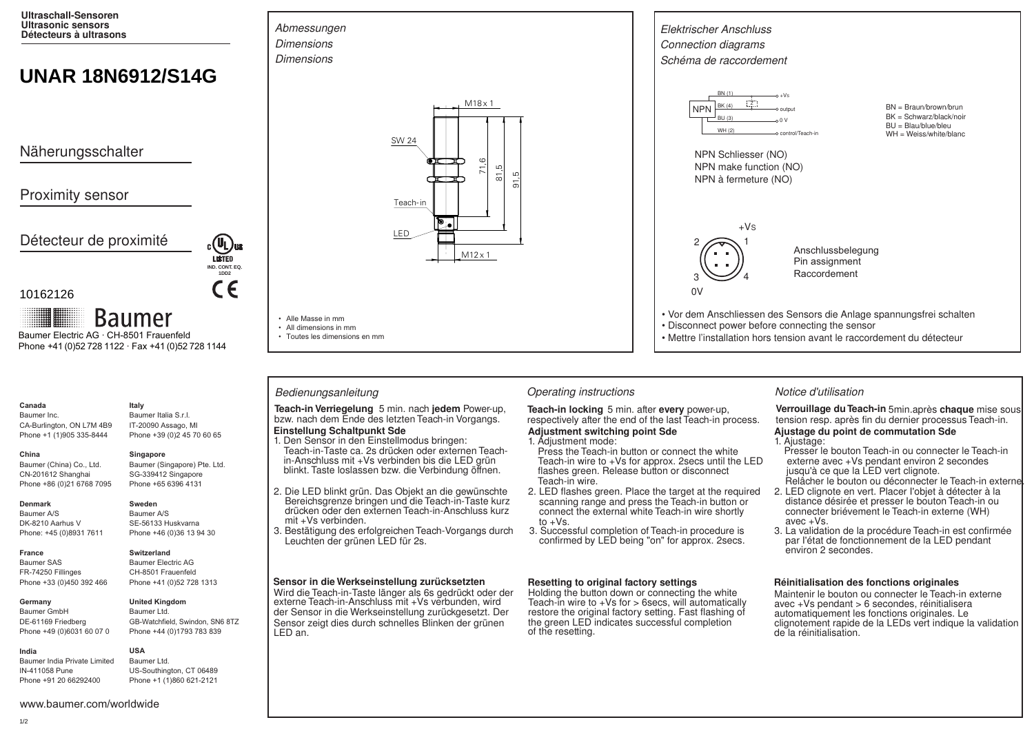**Ultraschall-Sensoren**
**Ultrasonic sensors**
**Détecteurs à ultrasons**

# UNAR 18N6912/S14G

## Näherungsschalter

## Proximity sensor

## Détecteur de proximité

c UL us LISTED IND. CONT. EQ. 1DD2

CE

10162126

Baumer

Baumer Electric AG · CH-8501 Frauenfeld
Phone +41 (0)52 728 1122 · Fax +41 (0)52 728 1144

*Abmessungen*
*Dimensions*
*Dimensions*

M18 x 1
SW 24
71,6
81,5
91,5
Teach-in
LED
M12 x 1

- Alle Masse in mm
- All dimensions in mm
- Toutes les dimensions en mm

*Elektrischer Anschluss*
*Connection diagrams*
*Schéma de raccordement*

NPN
BN (1) +Vs
BK (4) output
BU (3) 0 V
WH (2) control/Teach-in

BN = Braun/brown/brun
BK = Schwarz/black/noir
BU = Blau/blue/bleu
WH = Weiss/white/blanc

NPN Schliesser (NO)
NPN make function (NO)
NPN à fermeture (NO)

+Vs
2 1
3 4
0V

Anschlussbelegung
Pin assignment
Raccordement

- Vor dem Anschliessen des Sensors die Anlage spannungsfrei schalten
- Disconnect power before connecting the sensor
- Mettre l'installation hors tension avant le raccordement du détecteur

**Canada**
Baumer Inc.
CA-Burlington, ON L7M 4B9
Phone +1 (1)905 335-8444

**Italy**
Baumer Italia S.r.l.
IT-20090 Assago, MI
Phone +39 (0)2 45 70 60 65

**China**
Baumer (China) Co., Ltd.
CN-201612 Shanghai
Phone +86 (0)21 6768 7095

**Singapore**
Baumer (Singapore) Pte. Ltd.
SG-339412 Singapore
Phone +65 6396 4131

**Denmark**
Baumer A/S
DK-8210 Aarhus V
Phone: +45 (0)8931 7611

**Sweden**
Baumer A/S
SE-56133 Huskvarna
Phone +46 (0)36 13 94 30

**France**
Baumer SAS
FR-74250 Fillinges
Phone +33 (0)450 392 466

**Switzerland**
Baumer Electric AG
CH-8501 Frauenfeld
Phone +41 (0)52 728 1313

**Germany**
Baumer GmbH
DE-61169 Friedberg
Phone +49 (0)6031 60 07 0

**United Kingdom**
Baumer Ltd.
GB-Watchfield, Swindon, SN6 8TZ
Phone +44 (0)1793 783 839

**India**
Baumer India Private Limited
IN-411058 Pune
Phone +91 20 66292400

**USA**
Baumer Ltd.
US-Southington, CT 06489
Phone +1 (1)860 621-2121

www.baumer.com/worldwide

## *Bedienungsanleitung*

**Teach-in Verriegelung** 5 min. nach **jedem** Power-up, bzw. nach dem Ende des letzten Teach-in Vorgangs.

**Einstellung Schaltpunkt Sde**

1. Den Sensor in den Einstellmodus bringen:
   Teach-in-Taste ca. 2s drücken oder externen Teach-in-Anschluss mit +Vs verbinden bis die LED grün blinkt. Taste loslassen bzw. die Verbindung öffnen.
2. Die LED blinkt grün. Das Objekt an die gewünschte Bereichsgrenze bringen und die Teach-in-Taste kurz drücken oder den externen Teach-in-Anschluss kurz mit +Vs verbinden.
3. Bestätigung des erfolgreichen Teach-Vorgangs durch Leuchten der grünen LED für 2s.

**Sensor in die Werkseinstellung zurücksetzten**

Wird die Teach-in-Taste länger als 6s gedrückt oder der externe Teach-in-Anschluss mit +Vs verbunden, wird der Sensor in die Werkseinstellung zurückgesetzt. Der Sensor zeigt dies durch schnelles Blinken der grünen LED an.

## *Operating instructions*

**Teach-in locking** 5 min. after **every** power-up, respectively after the end of the last Teach-in process.

**Adjustment switching point Sde**

1. Adjustment mode:
   Press the Teach-in button or connect the white Teach-in wire to +Vs for approx. 2secs until the LED flashes green. Release button or disconnect Teach-in wire.
2. LED flashes green. Place the target at the required scanning range and press the Teach-in button or connect the external white Teach-in wire shortly to +Vs.
3. Successful completion of Teach-in procedure is confirmed by LED being "on" for approx. 2secs.

**Resetting to original factory settings**

Holding the button down or connecting the white Teach-in wire to +Vs for > 6secs, will automatically restore the original factory setting. Fast flashing of the green LED indicates successful completion of the resetting.

## *Notice d'utilisation*

**Verrouillage du Teach-in** 5min.après **chaque** mise sous tension resp. après fin du dernier processus Teach-in.

**Ajustage du point de commutation Sde**

1. Ajustage:
   Presser le bouton Teach-in ou connecter le Teach-in externe avec +Vs pendant environ 2 secondes jusqu'à ce que la LED vert clignote.
   Relâcher le bouton ou déconnecter le Teach-in externe.
2. LED clignote en vert. Placer l'objet à détecter à la distance désirée et presser le bouton Teach-in ou connecter briévement le Teach-in externe (WH) avec +Vs.
3. La validation de la procédure Teach-in est confirmée par l'état de fonctionnement de la LED pendant environ 2 secondes.

**Réinitialisation des fonctions originales**

Maintenir le bouton ou connecter le Teach-in externe avec +Vs pendant > 6 secondes, réinitialisera automatiquement les fonctions originales. Le clignotement rapide de la LEDs vert indique la validation de la réinitialisation.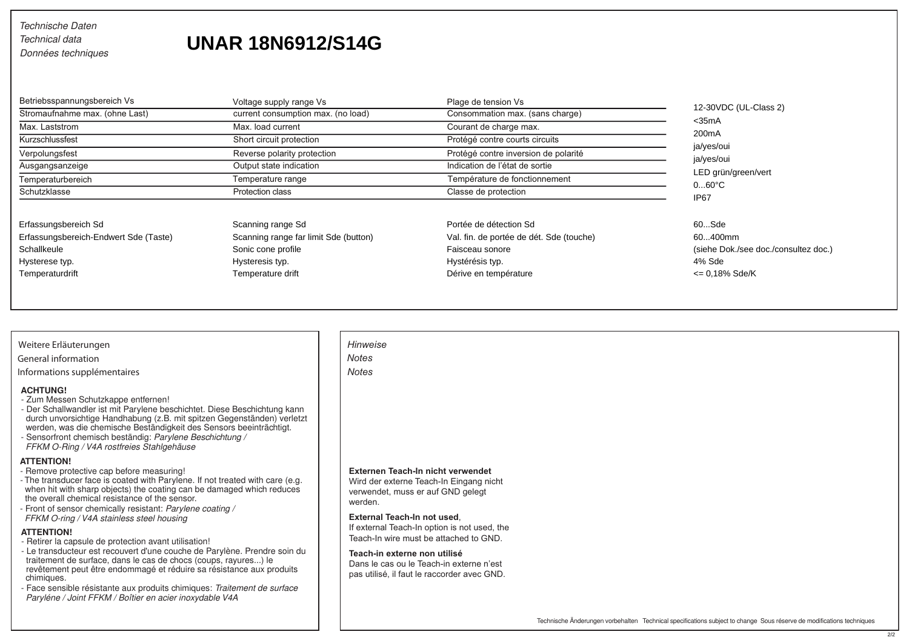Technische Daten
Technical data
Données techniques

# UNAR 18N6912/S14G

| | | | |
|---|---|---|---|
| Betriebsspannungsbereich Vs | Voltage supply range Vs | Plage de tension Vs | 12-30VDC (UL-Class 2) |
| Stromaufnahme max. (ohne Last) | current consumption max. (no load) | Consommation max. (sans charge) | <35mA |
| Max. Laststrom | Max. load current | Courant de charge max. | 200mA |
| Kurzschlussfest | Short circuit protection | Protégé contre courts circuits | ja/yes/oui |
| Verpolungsfest | Reverse polarity protection | Protégé contre inversion de polarité | ja/yes/oui |
| Ausgangsanzeige | Output state indication | Indication de l'état de sortie | LED grün/green/vert |
| Temperaturbereich | Temperature range | Température de fonctionnement | 0...60°C |
| Schutzklasse | Protection class | Classe de protection | IP67 |
| Erfassungsbereich Sd | Scanning range Sd | Portée de détection Sd | 60...Sde |
| Erfassungsbereich-Endwert Sde (Taste) | Scanning range far limit Sde (button) | Val. fin. de portée de dét. Sde (touche) | 60...400mm |
| Schallkeule | Sonic cone profile | Faisceau sonore | (siehe Dok./see doc./consultez doc.) |
| Hysterese typ. | Hysteresis typ. | Hystérésis typ. | 4% Sde |
| Temperaturdrift | Temperature drift | Dérive en température | <= 0,18% Sde/K |

## Weitere Erläuterungen
## General information
## Informations supplémentaires

**ACHTUNG!**
- Zum Messen Schutzkappe entfernen!
- Der Schallwandler ist mit Parylene beschichtet. Diese Beschichtung kann durch unvorsichtige Handhabung (z.B. mit spitzen Gegenständen) verletzt werden, was die chemische Beständigkeit des Sensors beeinträchtigt.
- Sensorfront chemisch beständig: *Parylene Beschichtung / FFKM O-Ring / V4A rostfreies Stahlgehäuse*

**ATTENTION!**
- Remove protective cap before measuring!
- The transducer face is coated with Parylene. If not treated with care (e.g. when hit with sharp objects) the coating can be damaged which reduces the overall chemical resistance of the sensor.
- Front of sensor chemically resistant: *Parylene coating / FFKM O-ring / V4A stainless steel housing*

**ATTENTION!**
- Retirer la capsule de protection avant utilisation!
- Le transducteur est recouvert d'une couche de Parylène. Prendre soin du traitement de surface, dans le cas de chocs (coups, rayures...) le revêtement peut être endommagé et réduire sa résistance aux produits chimiques.
- Face sensible résistante aux produits chimiques: *Traitement de surface Paryléne / Joint FFKM / Boîtier en acier inoxydable V4A*

## Hinweise
## Notes
## Notes

**Externen Teach-In nicht verwendet**
Wird der externe Teach-In Eingang nicht verwendet, muss er auf GND gelegt werden.

**External Teach-In not used**,
If external Teach-In option is not used, the Teach-In wire must be attached to GND.

**Teach-in externe non utilisé**
Dans le cas ou le Teach-in externe n'est pas utilisé, il faut le raccorder avec GND.

Technische Änderungen vorbehalten Technical specifications subject to change Sous réserve de modifications techniques